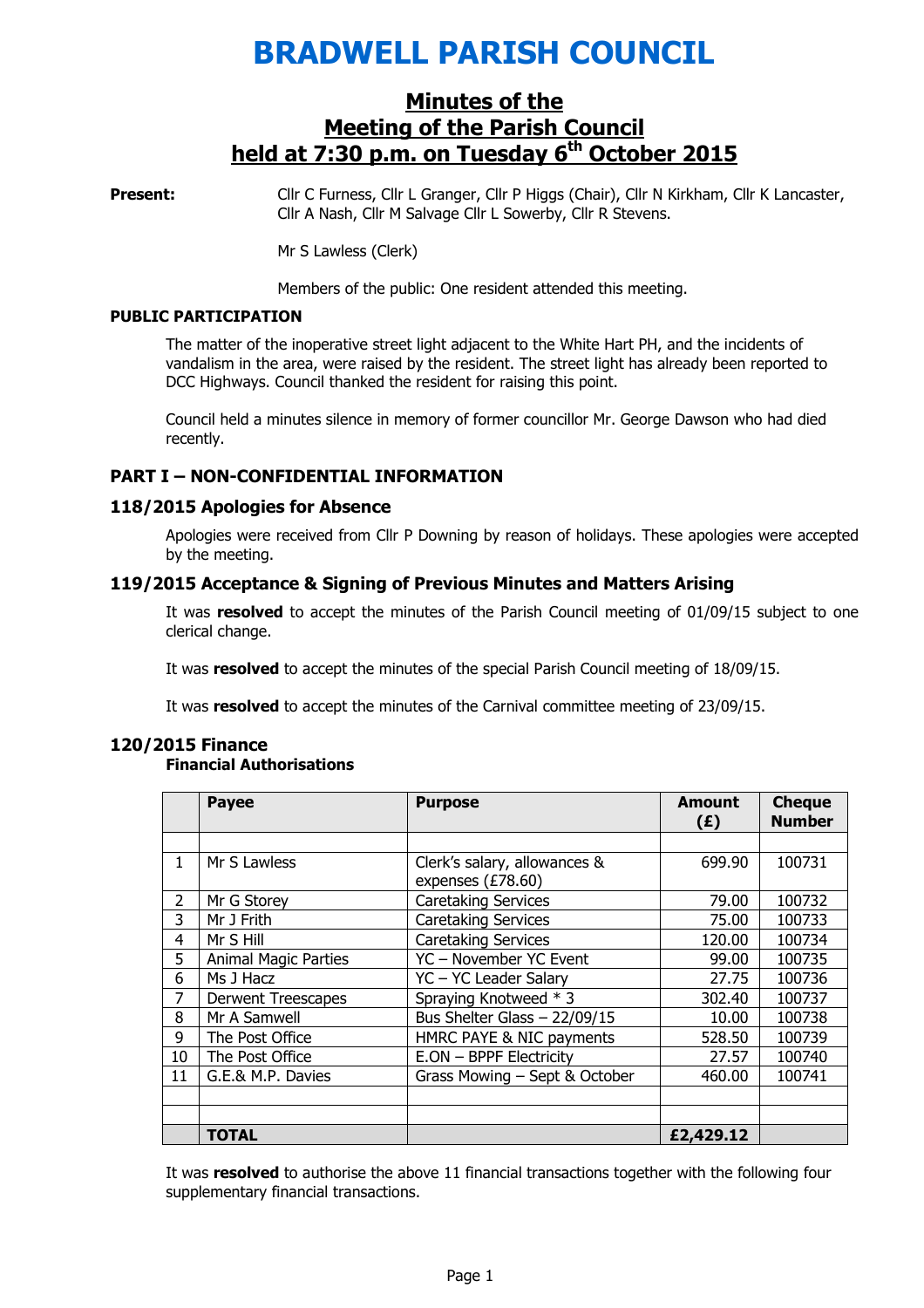# BRADWELL PARISH COUNCIL

## Minutes of the Meeting of the Parish Council held at 7:30 p.m. on Tuesday 6th October 2015

**Present:** Cllr C Furness, Cllr L Granger, Cllr P Higgs (Chair), Cllr N Kirkham, Cllr K Lancaster, Cllr A Nash, Cllr M Salvage Cllr L Sowerby, Cllr R Stevens.

Mr S Lawless (Clerk)

Members of the public: One resident attended this meeting.

**PUBLIC PARTICIPATION**

The matter of the inoperative street light adjacent to the White Hart PH, and the incidents of vandalism in the area, were raised by the resident. The street light has already been reported to DCC Highways. Council thanked the resident for raising this point.

Council held a minutes silence in memory of former councillor Mr. George Dawson who had died recently.

### PART I – NON-CONFIDENTIAL INFORMATION

### 118/2015 Apologies for Absence

Apologies were received from Cllr P Downing by reason of holidays. These apologies were accepted by the meeting.

### 119/2015 Acceptance & Signing of Previous Minutes and Matters Arising

It was **resolved** to accept the minutes of the Parish Council meeting of 01/09/15 subject to one clerical change.

It was **resolved** to accept the minutes of the special Parish Council meeting of 18/09/15.

It was **resolved** to accept the minutes of the Carnival committee meeting of 23/09/15.

### 120/2015 Finance

**Financial Authorisations**

| | Payee | Purpose | Amount (£) | Cheque Number |
|---|---|---|---|---|
| | | | | |
| 1 | Mr S Lawless | Clerk's salary, allowances & expenses (£78.60) | 699.90 | 100731 |
| 2 | Mr G Storey | Caretaking Services | 79.00 | 100732 |
| 3 | Mr J Frith | Caretaking Services | 75.00 | 100733 |
| 4 | Mr S Hill | Caretaking Services | 120.00 | 100734 |
| 5 | Animal Magic Parties | YC – November YC Event | 99.00 | 100735 |
| 6 | Ms J Hacz | YC – YC Leader Salary | 27.75 | 100736 |
| 7 | Derwent Treescapes | Spraying Knotweed * 3 | 302.40 | 100737 |
| 8 | Mr A Samwell | Bus Shelter Glass – 22/09/15 | 10.00 | 100738 |
| 9 | The Post Office | HMRC PAYE & NIC payments | 528.50 | 100739 |
| 10 | The Post Office | E.ON – BPPF Electricity | 27.57 | 100740 |
| 11 | G.E.& M.P. Davies | Grass Mowing – Sept & October | 460.00 | 100741 |
| | | | | |
| | | | | |
| | **TOTAL** | | **£2,429.12** | |

It was **resolved** to authorise the above 11 financial transactions together with the following four supplementary financial transactions.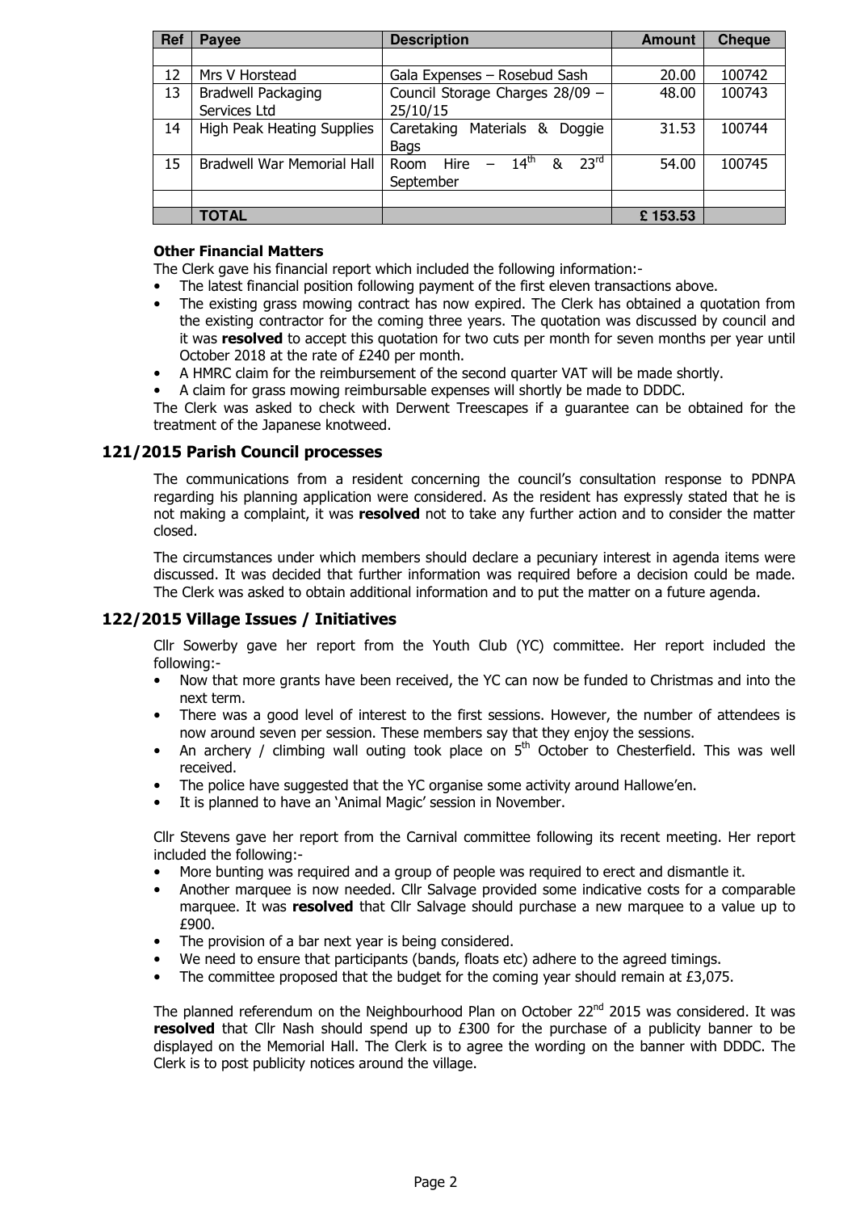| Ref | Payee | Description | Amount | Cheque |
|---|---|---|---|---|
| | | | | |
| 12 | Mrs V Horstead | Gala Expenses – Rosebud Sash | 20.00 | 100742 |
| 13 | Bradwell Packaging Services Ltd | Council Storage Charges 28/09 – 25/10/15 | 48.00 | 100743 |
| 14 | High Peak Heating Supplies | Caretaking Materials & Doggie Bags | 31.53 | 100744 |
| 15 | Bradwell War Memorial Hall | Room Hire – 14th & 23rd September | 54.00 | 100745 |
| | | | | |
| | **TOTAL** | | **£ 153.53** | |

**Other Financial Matters**

The Clerk gave his financial report which included the following information:-

- The latest financial position following payment of the first eleven transactions above.
- The existing grass mowing contract has now expired. The Clerk has obtained a quotation from the existing contractor for the coming three years. The quotation was discussed by council and it was **resolved** to accept this quotation for two cuts per month for seven months per year until October 2018 at the rate of £240 per month.
- A HMRC claim for the reimbursement of the second quarter VAT will be made shortly.
- A claim for grass mowing reimbursable expenses will shortly be made to DDDC.

The Clerk was asked to check with Derwent Treescapes if a guarantee can be obtained for the treatment of the Japanese knotweed.

## 121/2015 Parish Council processes

The communications from a resident concerning the council's consultation response to PDNPA regarding his planning application were considered. As the resident has expressly stated that he is not making a complaint, it was **resolved** not to take any further action and to consider the matter closed.

The circumstances under which members should declare a pecuniary interest in agenda items were discussed. It was decided that further information was required before a decision could be made. The Clerk was asked to obtain additional information and to put the matter on a future agenda.

## 122/2015 Village Issues / Initiatives

Cllr Sowerby gave her report from the Youth Club (YC) committee. Her report included the following:-

- Now that more grants have been received, the YC can now be funded to Christmas and into the next term.
- There was a good level of interest to the first sessions. However, the number of attendees is now around seven per session. These members say that they enjoy the sessions.
- An archery / climbing wall outing took place on 5th October to Chesterfield. This was well received.
- The police have suggested that the YC organise some activity around Hallowe'en.
- It is planned to have an 'Animal Magic' session in November.

Cllr Stevens gave her report from the Carnival committee following its recent meeting. Her report included the following:-

- More bunting was required and a group of people was required to erect and dismantle it.
- Another marquee is now needed. Cllr Salvage provided some indicative costs for a comparable marquee. It was **resolved** that Cllr Salvage should purchase a new marquee to a value up to £900.
- The provision of a bar next year is being considered.
- We need to ensure that participants (bands, floats etc) adhere to the agreed timings.
- The committee proposed that the budget for the coming year should remain at £3,075.

The planned referendum on the Neighbourhood Plan on October 22nd 2015 was considered. It was **resolved** that Cllr Nash should spend up to £300 for the purchase of a publicity banner to be displayed on the Memorial Hall. The Clerk is to agree the wording on the banner with DDDC. The Clerk is to post publicity notices around the village.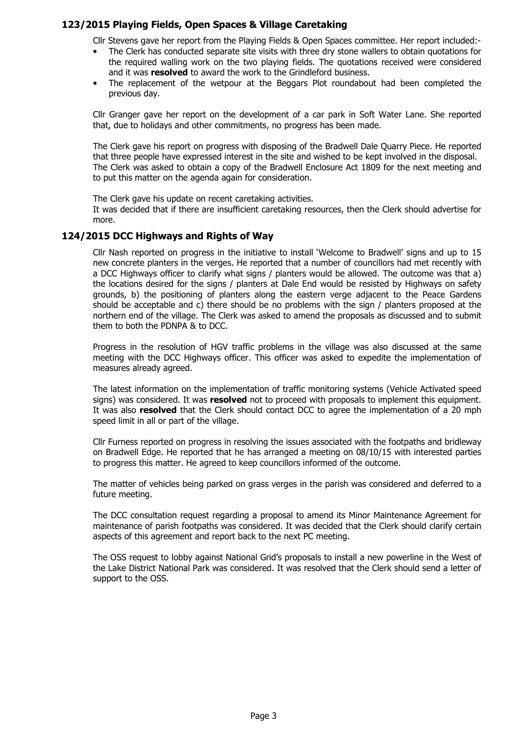## 123/2015 Playing Fields, Open Spaces & Village Caretaking

Cllr Stevens gave her report from the Playing Fields & Open Spaces committee. Her report included:-

- The Clerk has conducted separate site visits with three dry stone wallers to obtain quotations for the required walling work on the two playing fields. The quotations received were considered and it was **resolved** to award the work to the Grindleford business.
- The replacement of the wetpour at the Beggars Plot roundabout had been completed the previous day.

Cllr Granger gave her report on the development of a car park in Soft Water Lane. She reported that, due to holidays and other commitments, no progress has been made.

The Clerk gave his report on progress with disposing of the Bradwell Dale Quarry Piece. He reported that three people have expressed interest in the site and wished to be kept involved in the disposal. The Clerk was asked to obtain a copy of the Bradwell Enclosure Act 1809 for the next meeting and to put this matter on the agenda again for consideration.

The Clerk gave his update on recent caretaking activities.
It was decided that if there are insufficient caretaking resources, then the Clerk should advertise for more.

## 124/2015 DCC Highways and Rights of Way

Cllr Nash reported on progress in the initiative to install 'Welcome to Bradwell' signs and up to 15 new concrete planters in the verges. He reported that a number of councillors had met recently with a DCC Highways officer to clarify what signs / planters would be allowed. The outcome was that a) the locations desired for the signs / planters at Dale End would be resisted by Highways on safety grounds, b) the positioning of planters along the eastern verge adjacent to the Peace Gardens should be acceptable and c) there should be no problems with the sign / planters proposed at the northern end of the village. The Clerk was asked to amend the proposals as discussed and to submit them to both the PDNPA & to DCC.

Progress in the resolution of HGV traffic problems in the village was also discussed at the same meeting with the DCC Highways officer. This officer was asked to expedite the implementation of measures already agreed.

The latest information on the implementation of traffic monitoring systems (Vehicle Activated speed signs) was considered. It was **resolved** not to proceed with proposals to implement this equipment. It was also **resolved** that the Clerk should contact DCC to agree the implementation of a 20 mph speed limit in all or part of the village.

Cllr Furness reported on progress in resolving the issues associated with the footpaths and bridleway on Bradwell Edge. He reported that he has arranged a meeting on 08/10/15 with interested parties to progress this matter. He agreed to keep councillors informed of the outcome.

The matter of vehicles being parked on grass verges in the parish was considered and deferred to a future meeting.

The DCC consultation request regarding a proposal to amend its Minor Maintenance Agreement for maintenance of parish footpaths was considered. It was decided that the Clerk should clarify certain aspects of this agreement and report back to the next PC meeting.

The OSS request to lobby against National Grid's proposals to install a new powerline in the West of the Lake District National Park was considered. It was resolved that the Clerk should send a letter of support to the OSS.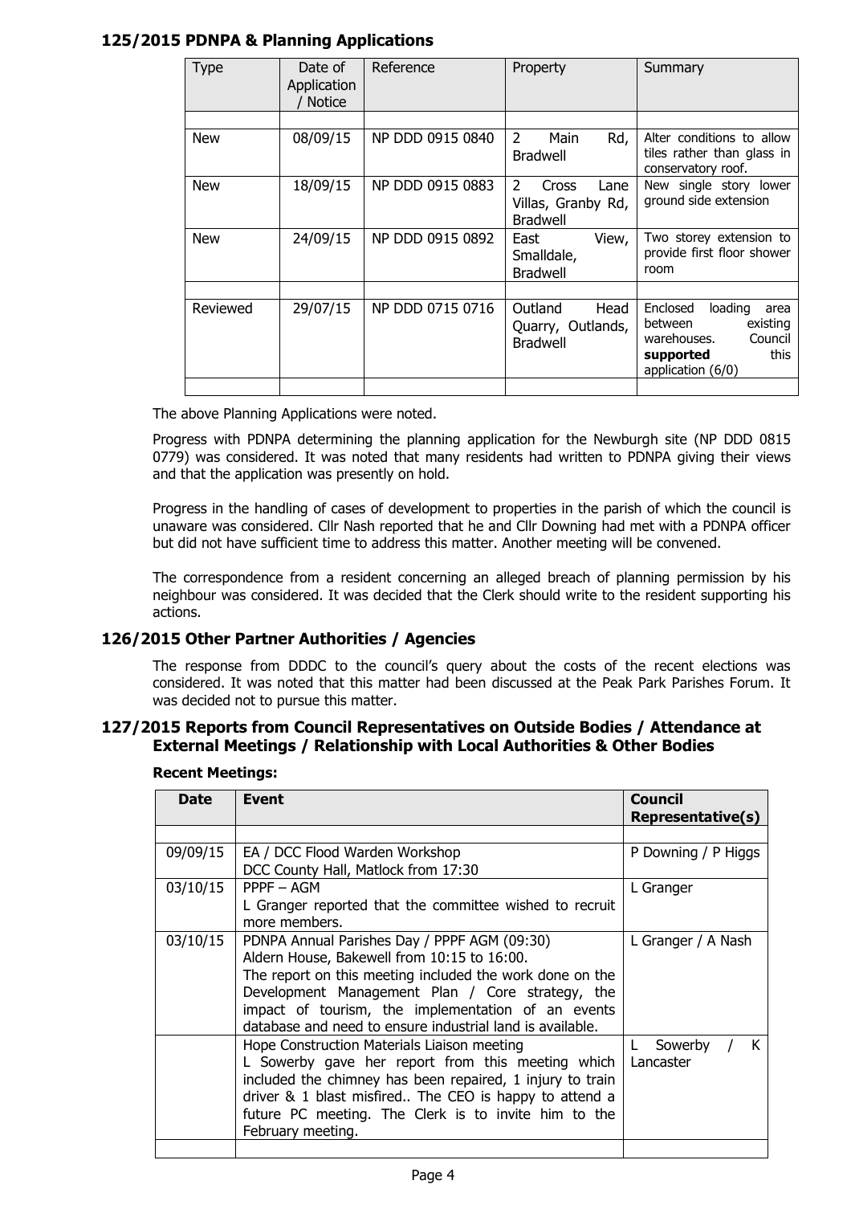## 125/2015 PDNPA & Planning Applications

| Type | Date of Application / Notice | Reference | Property | Summary |
|---|---|---|---|---|
| | | | | |
| New | 08/09/15 | NP DDD 0915 0840 | 2 Main Rd, Bradwell | Alter conditions to allow tiles rather than glass in conservatory roof. |
| New | 18/09/15 | NP DDD 0915 0883 | 2 Cross Lane Villas, Granby Rd, Bradwell | New single story lower ground side extension |
| New | 24/09/15 | NP DDD 0915 0892 | East View, Smalldale, Bradwell | Two storey extension to provide first floor shower room |
| | | | | |
| Reviewed | 29/07/15 | NP DDD 0715 0716 | Outland Head Quarry, Outlands, Bradwell | Enclosed loading area between existing warehouses. Council **supported** this application (6/0) |
| | | | | |

The above Planning Applications were noted.

Progress with PDNPA determining the planning application for the Newburgh site (NP DDD 0815 0779) was considered. It was noted that many residents had written to PDNPA giving their views and that the application was presently on hold.

Progress in the handling of cases of development to properties in the parish of which the council is unaware was considered. Cllr Nash reported that he and Cllr Downing had met with a PDNPA officer but did not have sufficient time to address this matter. Another meeting will be convened.

The correspondence from a resident concerning an alleged breach of planning permission by his neighbour was considered. It was decided that the Clerk should write to the resident supporting his actions.

## 126/2015 Other Partner Authorities / Agencies

The response from DDDC to the council's query about the costs of the recent elections was considered. It was noted that this matter had been discussed at the Peak Park Parishes Forum. It was decided not to pursue this matter.

## 127/2015 Reports from Council Representatives on Outside Bodies / Attendance at External Meetings / Relationship with Local Authorities & Other Bodies

**Recent Meetings:**

| Date | Event | Council Representative(s) |
|---|---|---|
| | | |
| 09/09/15 | EA / DCC Flood Warden Workshop<br>DCC County Hall, Matlock from 17:30 | P Downing / P Higgs |
| 03/10/15 | PPPF – AGM<br>L Granger reported that the committee wished to recruit more members. | L Granger |
| 03/10/15 | PDNPA Annual Parishes Day / PPPF AGM (09:30)<br>Aldern House, Bakewell from 10:15 to 16:00.<br>The report on this meeting included the work done on the Development Management Plan / Core strategy, the impact of tourism, the implementation of an events database and need to ensure industrial land is available. | L Granger / A Nash |
| | Hope Construction Materials Liaison meeting<br>L Sowerby gave her report from this meeting which included the chimney has been repaired, 1 injury to train driver & 1 blast misfired.. The CEO is happy to attend a future PC meeting. The Clerk is to invite him to the February meeting. | L Sowerby / K Lancaster |
| | | |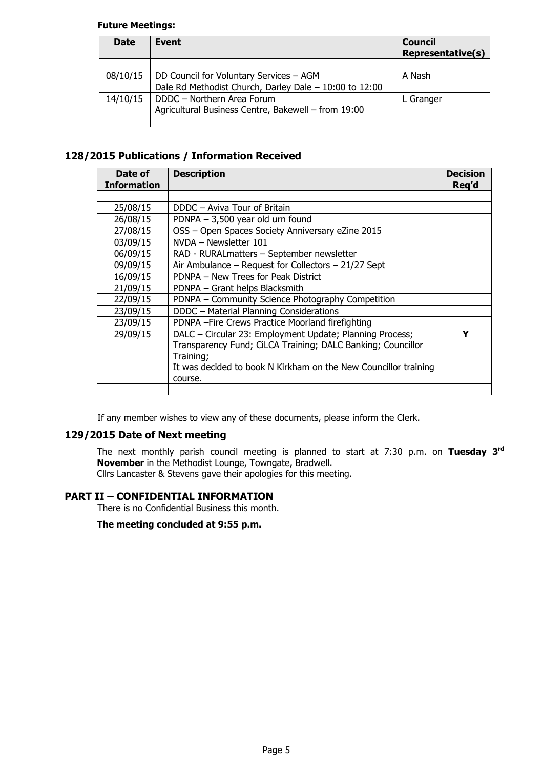**Future Meetings:**

| Date | Event | Council Representative(s) |
|---|---|---|
| | | |
| 08/10/15 | DD Council for Voluntary Services – AGM<br>Dale Rd Methodist Church, Darley Dale – 10:00 to 12:00 | A Nash |
| 14/10/15 | DDDC – Northern Area Forum<br>Agricultural Business Centre, Bakewell – from 19:00 | L Granger |
| | | |

## 128/2015 Publications / Information Received

| Date of Information | Description | Decision Req'd |
|---|---|---|
| | | |
| 25/08/15 | DDDC – Aviva Tour of Britain | |
| 26/08/15 | PDNPA – 3,500 year old urn found | |
| 27/08/15 | OSS – Open Spaces Society Anniversary eZine 2015 | |
| 03/09/15 | NVDA – Newsletter 101 | |
| 06/09/15 | RAD - RURALmatters – September newsletter | |
| 09/09/15 | Air Ambulance – Request for Collectors – 21/27 Sept | |
| 16/09/15 | PDNPA – New Trees for Peak District | |
| 21/09/15 | PDNPA – Grant helps Blacksmith | |
| 22/09/15 | PDNPA – Community Science Photography Competition | |
| 23/09/15 | DDDC – Material Planning Considerations | |
| 23/09/15 | PDNPA –Fire Crews Practice Moorland firefighting | |
| 29/09/15 | DALC – Circular 23: Employment Update; Planning Process; Transparency Fund; CiLCA Training; DALC Banking; Councillor Training;<br>It was decided to book N Kirkham on the New Councillor training course. | **Y** |
| | | |

If any member wishes to view any of these documents, please inform the Clerk.

## 129/2015 Date of Next meeting

The next monthly parish council meeting is planned to start at 7:30 p.m. on **Tuesday 3rd November** in the Methodist Lounge, Towngate, Bradwell.
Cllrs Lancaster & Stevens gave their apologies for this meeting.

## PART II – CONFIDENTIAL INFORMATION

There is no Confidential Business this month.

**The meeting concluded at 9:55 p.m.**